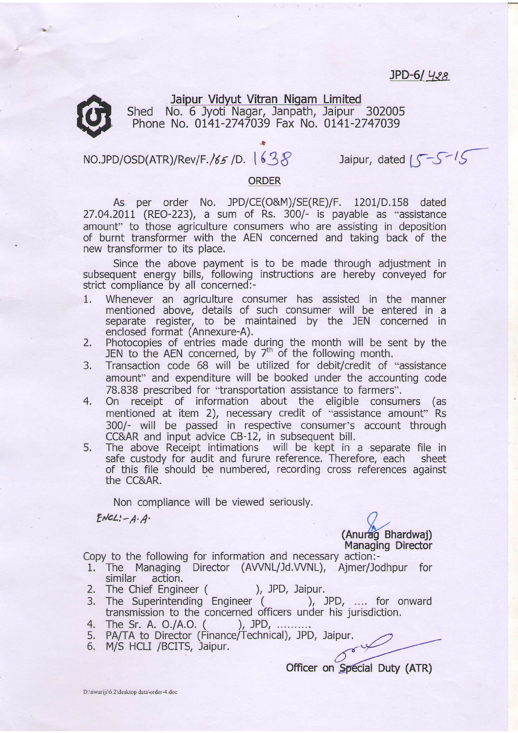JPD-6/ 428

## Jaipur Vidyut Vitran Nigam Limited

Shed No. 6 Jyoti Nagar, Janpath, Jaipur 302005
Phone No. 0141-2747039 Fax No. 0141-2747039

NO.JPD/OSD(ATR)/Rev/F./65 /D. 1638 Jaipur, dated 15-5-15

### ORDER

As per order No. JPD/CE(O&M)/SE(RE)/F. 1201/D.158 dated 27.04.2011 (REO-223), a sum of Rs. 300/- is payable as "assistance amount" to those agriculture consumers who are assisting in deposition of burnt transformer with the AEN concerned and taking back of the new transformer to its place.

Since the above payment is to be made through adjustment in subsequent energy bills, following instructions are hereby conveyed for strict compliance by all concerned:-

1. Whenever an agriculture consumer has assisted in the manner mentioned above, details of such consumer will be entered in a separate register, to be maintained by the JEN concerned in enclosed format (Annexure-A).
2. Photocopies of entries made during the month will be sent by the JEN to the AEN concerned, by 7th of the following month.
3. Transaction code 68 will be utilized for debit/credit of "assistance amount" and expenditure will be booked under the accounting code 78.838 prescribed for "transportation assistance to farmers".
4. On receipt of information about the eligible consumers (as mentioned at item 2), necessary credit of "assistance amount" Rs 300/- will be passed in respective consumer's account through CC&AR and input advice CB-12, in subsequent bill.
5. The above Receipt intimations will be kept in a separate file in safe custody for audit and furure reference. Therefore, each sheet of this file should be numbered, recording cross references against the CC&AR.

Non compliance will be viewed seriously.

ENCL:- A.A.

(Anurag Bhardwaj)
Managing Director

Copy to the following for information and necessary action:-

1. The Managing Director (AVVNL/Jd.VVNL), Ajmer/Jodhpur for similar action.
2. The Chief Engineer ( ), JPD, Jaipur.
3. The Superintending Engineer ( ), JPD, .... for onward transmission to the concerned officers under his jurisdiction.
4. The Sr. A. O./A.O. ( ), JPD, ..........
5. PA/TA to Director (Finance/Technical), JPD, Jaipur.
6. M/S HCLI /BCITS, Jaipur.

Officer on Special Duty (ATR)

D:\tiwariji\6.2\desktop data\order-4.doc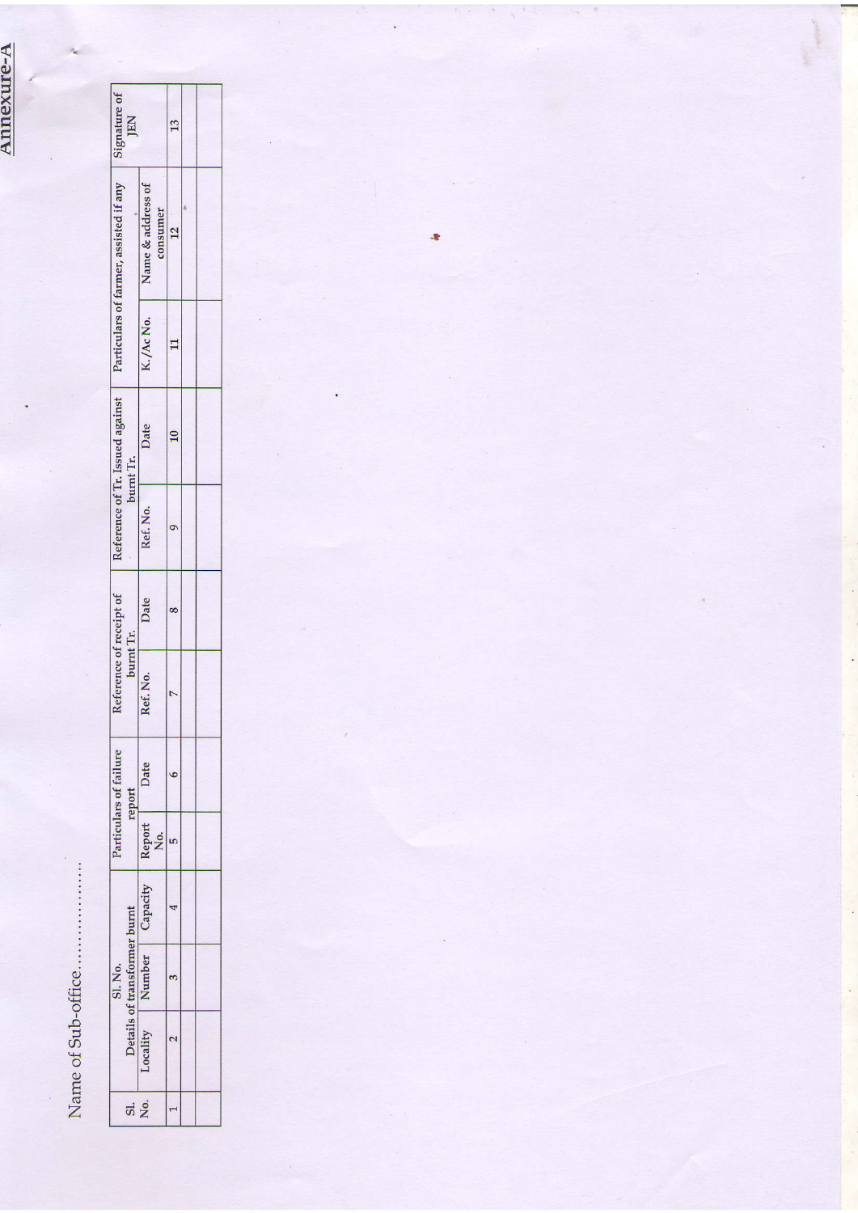## Annexure-A

Name of Sub-office..................

| Sl. No. | Sl. No. Details of transformer burnt | | | Particulars of failure report | | Reference of receipt of burnt Tr. | | Reference of Tr. Issued against burnt Tr. | | Particulars of farmer, assisted if any | | Signature of JEN |
|---|---|---|---|---|---|---|---|---|---|---|---|---|
| | Locality | Number | Capacity | Report No. | Date | Ref. No. | Date | Ref. No. | Date | K./Ac No. | Name & address of consumer | |
| 1 | 2 | 3 | 4 | 5 | 6 | 7 | 8 | 9 | 10 | 11 | 12 | 13 |
| | | | | | | | | | | | | |